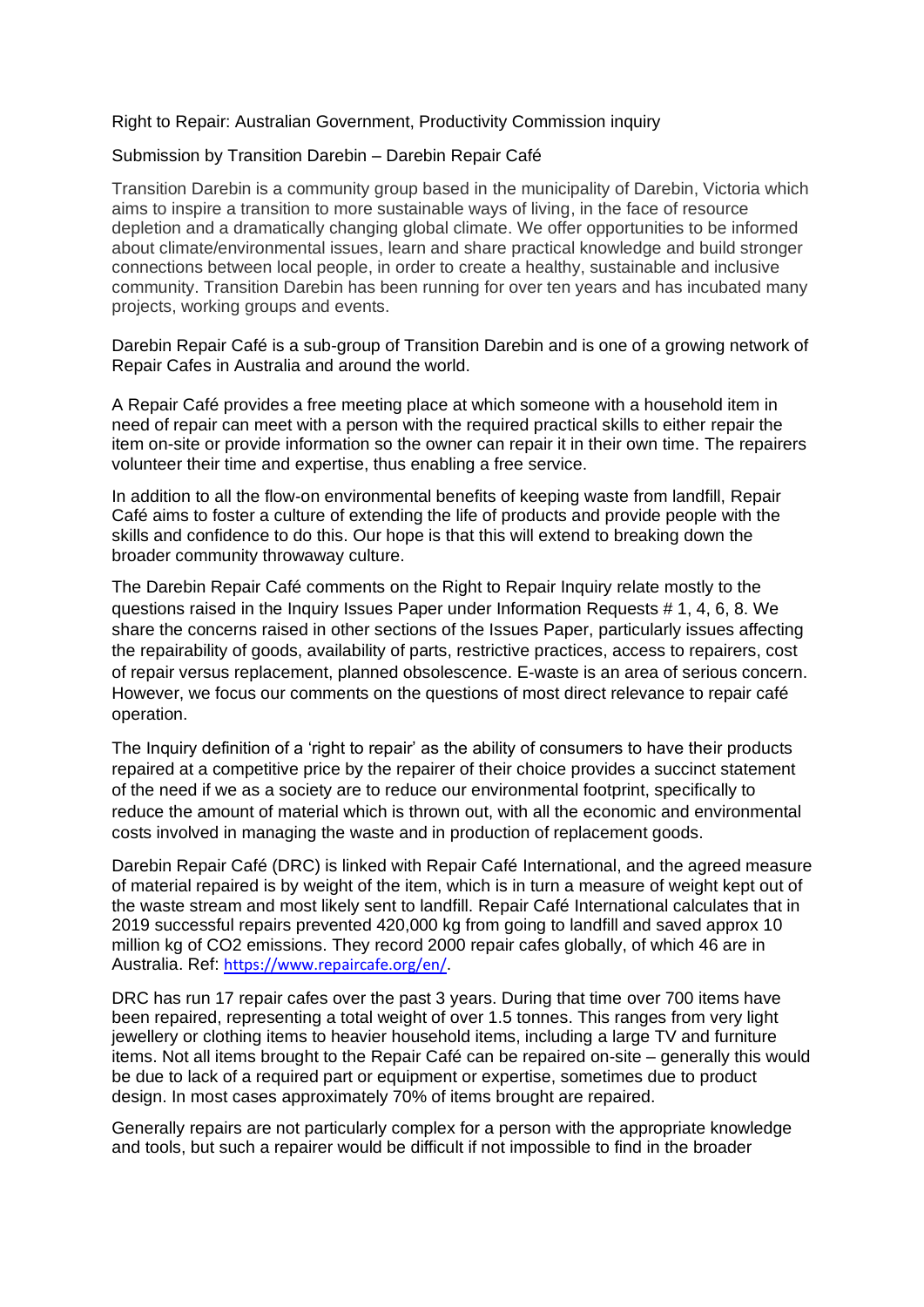Right to Repair: Australian Government, Productivity Commission inquiry

Submission by Transition Darebin – Darebin Repair Café

Transition Darebin is a community group based in the municipality of Darebin, Victoria which aims to inspire a transition to more sustainable ways of living, in the face of resource depletion and a dramatically changing global climate. We offer opportunities to be informed about climate/environmental issues, learn and share practical knowledge and build stronger connections between local people, in order to create a healthy, sustainable and inclusive community. Transition Darebin has been running for over ten years and has incubated many projects, working groups and events.

Darebin Repair Café is a sub-group of Transition Darebin and is one of a growing network of Repair Cafes in Australia and around the world.

A Repair Café provides a free meeting place at which someone with a household item in need of repair can meet with a person with the required practical skills to either repair the item on-site or provide information so the owner can repair it in their own time. The repairers volunteer their time and expertise, thus enabling a free service.

In addition to all the flow-on environmental benefits of keeping waste from landfill, Repair Café aims to foster a culture of extending the life of products and provide people with the skills and confidence to do this. Our hope is that this will extend to breaking down the broader community throwaway culture.

The Darebin Repair Café comments on the Right to Repair Inquiry relate mostly to the questions raised in the Inquiry Issues Paper under Information Requests # 1, 4, 6, 8. We share the concerns raised in other sections of the Issues Paper, particularly issues affecting the repairability of goods, availability of parts, restrictive practices, access to repairers, cost of repair versus replacement, planned obsolescence. E-waste is an area of serious concern. However, we focus our comments on the questions of most direct relevance to repair café operation.

The Inquiry definition of a 'right to repair' as the ability of consumers to have their products repaired at a competitive price by the repairer of their choice provides a succinct statement of the need if we as a society are to reduce our environmental footprint, specifically to reduce the amount of material which is thrown out, with all the economic and environmental costs involved in managing the waste and in production of replacement goods.

Darebin Repair Café (DRC) is linked with Repair Café International, and the agreed measure of material repaired is by weight of the item, which is in turn a measure of weight kept out of the waste stream and most likely sent to landfill. Repair Café International calculates that in 2019 successful repairs prevented 420,000 kg from going to landfill and saved approx 10 million kg of $CO_2$ emissions. They record 2000 repair cafes globally, of which 46 are in Australia. Ref: https://www.repaircafe.org/en/.

DRC has run 17 repair cafes over the past 3 years. During that time over 700 items have been repaired, representing a total weight of over 1.5 tonnes. This ranges from very light jewellery or clothing items to heavier household items, including a large TV and furniture items. Not all items brought to the Repair Café can be repaired on-site – generally this would be due to lack of a required part or equipment or expertise, sometimes due to product design. In most cases approximately 70% of items brought are repaired.

Generally repairs are not particularly complex for a person with the appropriate knowledge and tools, but such a repairer would be difficult if not impossible to find in the broader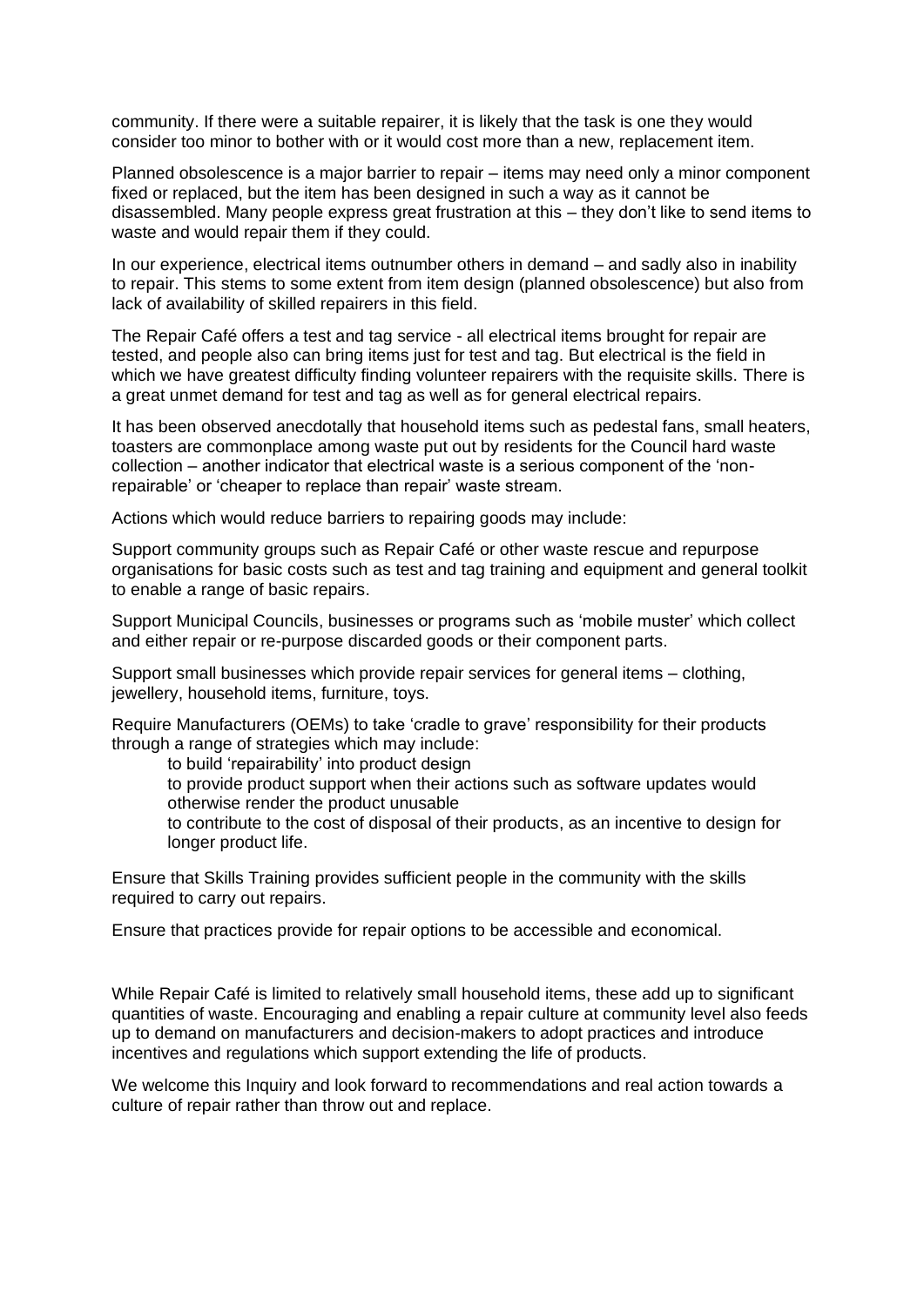community. If there were a suitable repairer, it is likely that the task is one they would consider too minor to bother with or it would cost more than a new, replacement item.

Planned obsolescence is a major barrier to repair – items may need only a minor component fixed or replaced, but the item has been designed in such a way as it cannot be disassembled. Many people express great frustration at this – they don't like to send items to waste and would repair them if they could.

In our experience, electrical items outnumber others in demand – and sadly also in inability to repair. This stems to some extent from item design (planned obsolescence) but also from lack of availability of skilled repairers in this field.

The Repair Café offers a test and tag service - all electrical items brought for repair are tested, and people also can bring items just for test and tag. But electrical is the field in which we have greatest difficulty finding volunteer repairers with the requisite skills. There is a great unmet demand for test and tag as well as for general electrical repairs.

It has been observed anecdotally that household items such as pedestal fans, small heaters, toasters are commonplace among waste put out by residents for the Council hard waste collection – another indicator that electrical waste is a serious component of the 'non-repairable' or 'cheaper to replace than repair' waste stream.

Actions which would reduce barriers to repairing goods may include:

Support community groups such as Repair Café or other waste rescue and repurpose organisations for basic costs such as test and tag training and equipment and general toolkit to enable a range of basic repairs.

Support Municipal Councils, businesses or programs such as 'mobile muster' which collect and either repair or re-purpose discarded goods or their component parts.

Support small businesses which provide repair services for general items – clothing, jewellery, household items, furniture, toys.

Require Manufacturers (OEMs) to take 'cradle to grave' responsibility for their products through a range of strategies which may include:

> to build 'repairability' into product design
>
> to provide product support when their actions such as software updates would otherwise render the product unusable
>
> to contribute to the cost of disposal of their products, as an incentive to design for longer product life.

Ensure that Skills Training provides sufficient people in the community with the skills required to carry out repairs.

Ensure that practices provide for repair options to be accessible and economical.

While Repair Café is limited to relatively small household items, these add up to significant quantities of waste. Encouraging and enabling a repair culture at community level also feeds up to demand on manufacturers and decision-makers to adopt practices and introduce incentives and regulations which support extending the life of products.

We welcome this Inquiry and look forward to recommendations and real action towards a culture of repair rather than throw out and replace.